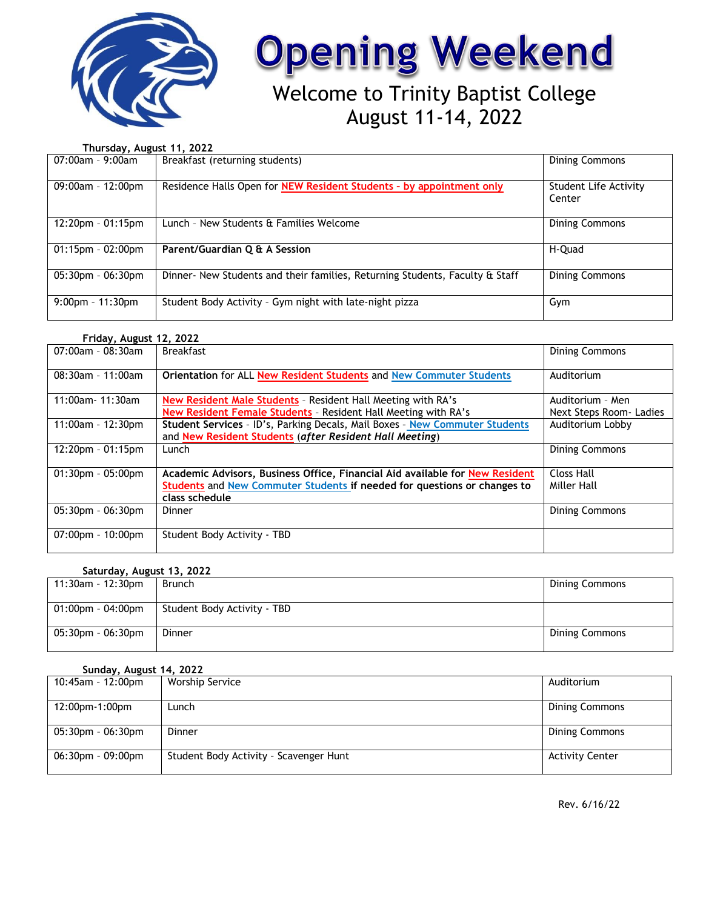# Opening Weekend

## Welcome to Trinity Baptist College
## August 11-14, 2022

**Thursday, August 11, 2022**

| | | |
|---|---|---|
| 07:00am - 9:00am | Breakfast (returning students) | Dining Commons |
| 09:00am - 12:00pm | Residence Halls Open for NEW Resident Students - by appointment only | Student Life Activity Center |
| 12:20pm - 01:15pm | Lunch - New Students & Families Welcome | Dining Commons |
| 01:15pm - 02:00pm | **Parent/Guardian Q & A Session** | H-Quad |
| 05:30pm - 06:30pm | Dinner- New Students and their families, Returning Students, Faculty & Staff | Dining Commons |
| 9:00pm - 11:30pm | Student Body Activity - Gym night with late-night pizza | Gym |

**Friday, August 12, 2022**

| | | |
|---|---|---|
| 07:00am - 08:30am | Breakfast | Dining Commons |
| 08:30am - 11:00am | **Orientation** for ALL New Resident Students and New Commuter Students | Auditorium |
| 11:00am- 11:30am | New Resident Male Students - Resident Hall Meeting with RA's<br>New Resident Female Students - Resident Hall Meeting with RA's | Auditorium - Men<br>Next Steps Room- Ladies |
| 11:00am - 12:30pm | **Student Services** - ID's, Parking Decals, Mail Boxes - New Commuter Students and New Resident Students (***after Resident Hall Meeting***) | Auditorium Lobby |
| 12:20pm - 01:15pm | Lunch | Dining Commons |
| 01:30pm - 05:00pm | **Academic Advisors, Business Office, Financial Aid available for New Resident Students and New Commuter Students if needed for questions or changes to class schedule** | Closs Hall<br>Miller Hall |
| 05:30pm - 06:30pm | Dinner | Dining Commons |
| 07:00pm - 10:00pm | Student Body Activity - TBD | |

**Saturday, August 13, 2022**

| | | |
|---|---|---|
| 11:30am - 12:30pm | Brunch | Dining Commons |
| 01:00pm - 04:00pm | Student Body Activity - TBD | |
| 05:30pm - 06:30pm | Dinner | Dining Commons |

**Sunday, August 14, 2022**

| | | |
|---|---|---|
| 10:45am - 12:00pm | Worship Service | Auditorium |
| 12:00pm-1:00pm | Lunch | Dining Commons |
| 05:30pm - 06:30pm | Dinner | Dining Commons |
| 06:30pm - 09:00pm | Student Body Activity - Scavenger Hunt | Activity Center |

Rev. 6/16/22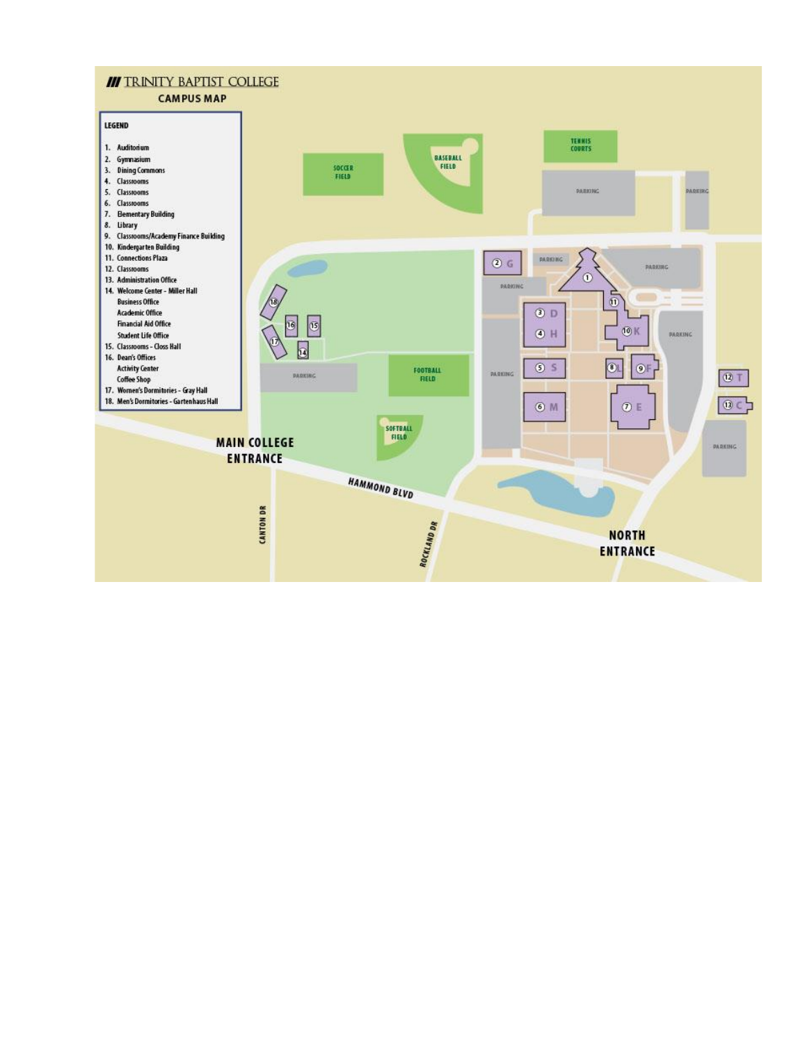# TRINITY BAPTIST COLLEGE

## CAMPUS MAP

**LEGEND**

1. Auditorium
2. Gymnasium
3. Dining Commons
4. Classrooms
5. Classrooms
6. Classrooms
7. Elementary Building
8. Library
9. Classrooms/Academy Finance Building
10. Kindergarten Building
11. Connections Plaza
12. Classrooms
13. Administration Office
14. Welcome Center - Miller Hall
    - Business Office
    - Academic Office
    - Financial Aid Office
    - Student Life Office
15. Classrooms - Closs Hall
16. Dean's Offices
    - Activity Center
    - Coffee Shop
17. Women's Dormitories - Gray Hall
18. Men's Dormitories - Gartenhaus Hall

SOCCER FIELD

BASEBALL FIELD

TENNIS COURTS

PARKING

FOOTBALL FIELD

SOFTBALL FIELD

MAIN COLLEGE ENTRANCE

NORTH ENTRANCE

HAMMOND BLVD

CANTON DR

ROCKLAND DR